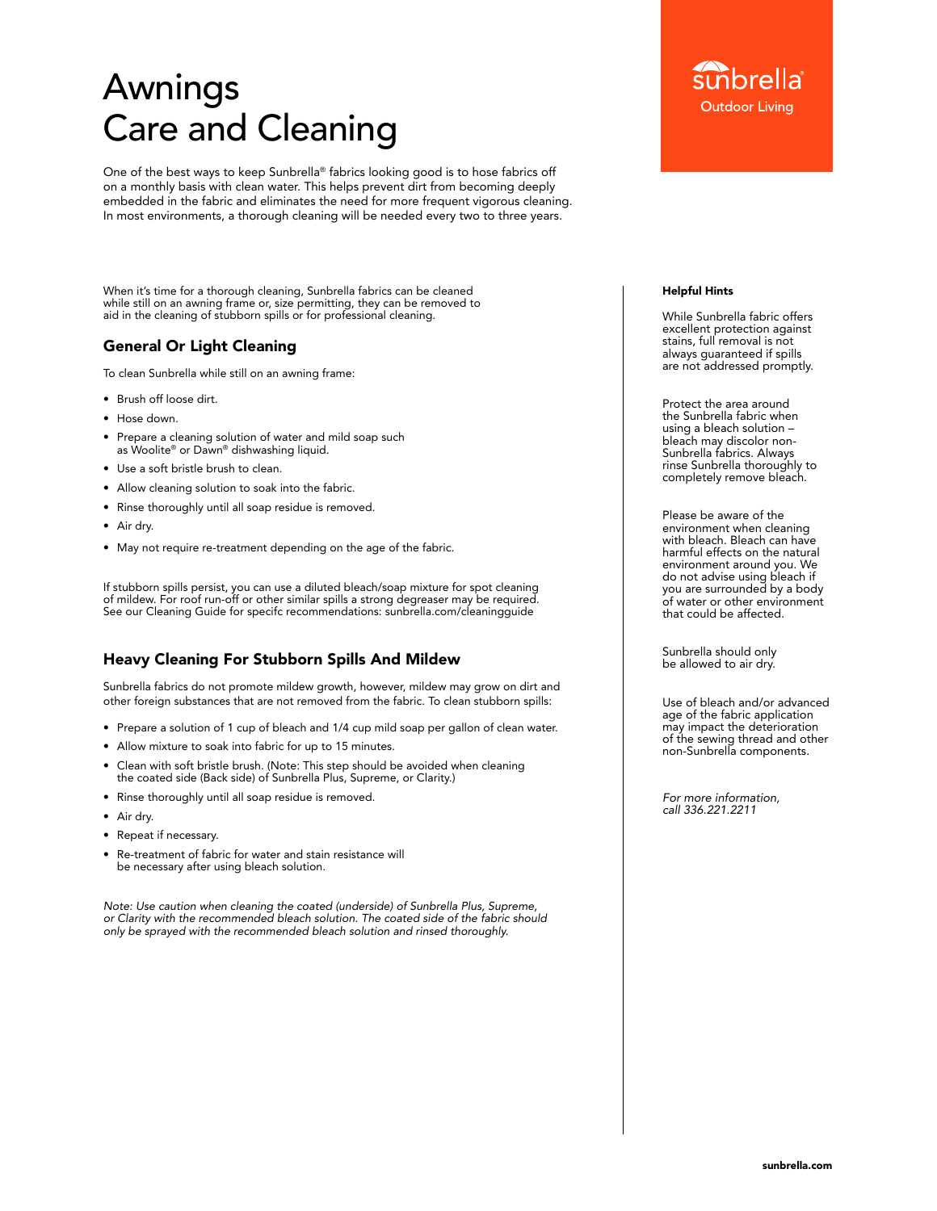# Awnings Care and Cleaning

Sunbrella® Outdoor Living

One of the best ways to keep Sunbrella® fabrics looking good is to hose fabrics off on a monthly basis with clean water. This helps prevent dirt from becoming deeply embedded in the fabric and eliminates the need for more frequent vigorous cleaning. In most environments, a thorough cleaning will be needed every two to three years.

When it's time for a thorough cleaning, Sunbrella fabrics can be cleaned while still on an awning frame or, size permitting, they can be removed to aid in the cleaning of stubborn spills or for professional cleaning.

## General Or Light Cleaning

To clean Sunbrella while still on an awning frame:

- Brush off loose dirt.
- Hose down.
- Prepare a cleaning solution of water and mild soap such as Woolite® or Dawn® dishwashing liquid.
- Use a soft bristle brush to clean.
- Allow cleaning solution to soak into the fabric.
- Rinse thoroughly until all soap residue is removed.
- Air dry.
- May not require re-treatment depending on the age of the fabric.

If stubborn spills persist, you can use a diluted bleach/soap mixture for spot cleaning of mildew. For roof run-off or other similar spills a strong degreaser may be required. See our Cleaning Guide for specifc recommendations: sunbrella.com/cleaningguide

## Heavy Cleaning For Stubborn Spills And Mildew

Sunbrella fabrics do not promote mildew growth, however, mildew may grow on dirt and other foreign substances that are not removed from the fabric. To clean stubborn spills:

- Prepare a solution of 1 cup of bleach and 1/4 cup mild soap per gallon of clean water.
- Allow mixture to soak into fabric for up to 15 minutes.
- Clean with soft bristle brush. (Note: This step should be avoided when cleaning the coated side (Back side) of Sunbrella Plus, Supreme, or Clarity.)
- Rinse thoroughly until all soap residue is removed.
- Air dry.
- Repeat if necessary.
- Re-treatment of fabric for water and stain resistance will be necessary after using bleach solution.

*Note: Use caution when cleaning the coated (underside) of Sunbrella Plus, Supreme, or Clarity with the recommended bleach solution. The coated side of the fabric should only be sprayed with the recommended bleach solution and rinsed thoroughly.*

**Helpful Hints**

While Sunbrella fabric offers excellent protection against stains, full removal is not always guaranteed if spills are not addressed promptly.

Protect the area around the Sunbrella fabric when using a bleach solution – bleach may discolor non-Sunbrella fabrics. Always rinse Sunbrella thoroughly to completely remove bleach.

Please be aware of the environment when cleaning with bleach. Bleach can have harmful effects on the natural environment around you. We do not advise using bleach if you are surrounded by a body of water or other environment that could be affected.

Sunbrella should only be allowed to air dry.

Use of bleach and/or advanced age of the fabric application may impact the deterioration of the sewing thread and other non-Sunbrella components.

*For more information, call 336.221.2211*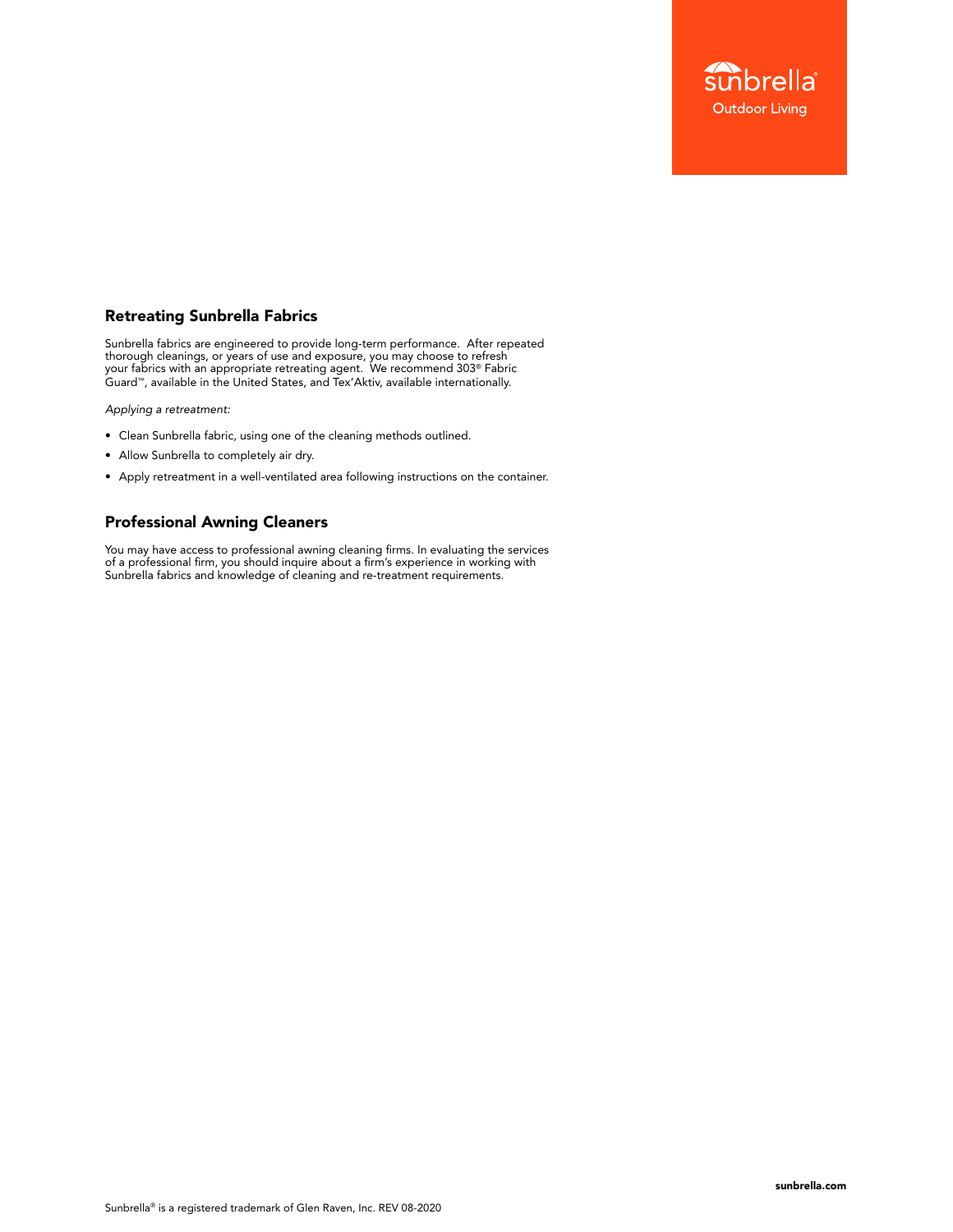## Retreating Sunbrella Fabrics

Sunbrella fabrics are engineered to provide long-term performance. After repeated thorough cleanings, or years of use and exposure, you may choose to refresh your fabrics with an appropriate retreating agent. We recommend 303® Fabric Guard™, available in the United States, and Tex'Aktiv, available internationally.

*Applying a retreatment:*

- Clean Sunbrella fabric, using one of the cleaning methods outlined.
- Allow Sunbrella to completely air dry.
- Apply retreatment in a well-ventilated area following instructions on the container.

## Professional Awning Cleaners

You may have access to professional awning cleaning firms. In evaluating the services of a professional firm, you should inquire about a firm's experience in working with Sunbrella fabrics and knowledge of cleaning and re-treatment requirements.

sunbrella.com

Sunbrella® is a registered trademark of Glen Raven, Inc. REV 08-2020